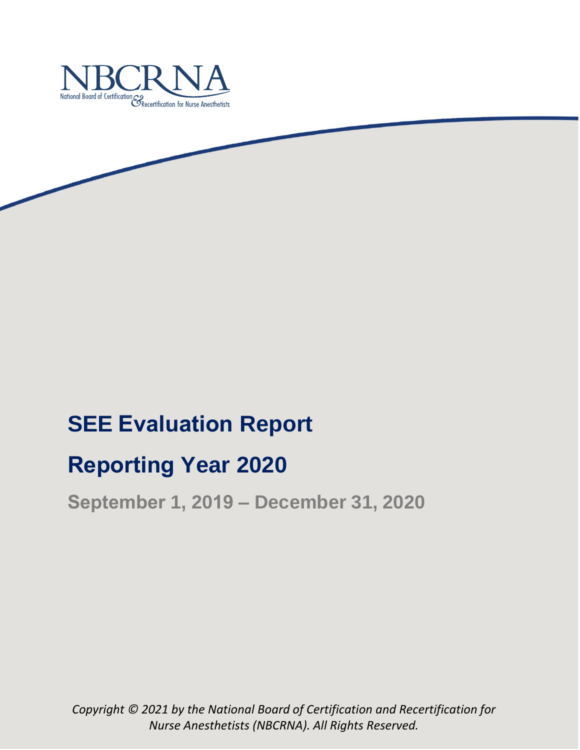NBCRNA

National Board of Certification & Recertification for Nurse Anesthetists

# SEE Evaluation Report

# Reporting Year 2020

## September 1, 2019 – December 31, 2020

*Copyright © 2021 by the National Board of Certification and Recertification for Nurse Anesthetists (NBCRNA). All Rights Reserved.*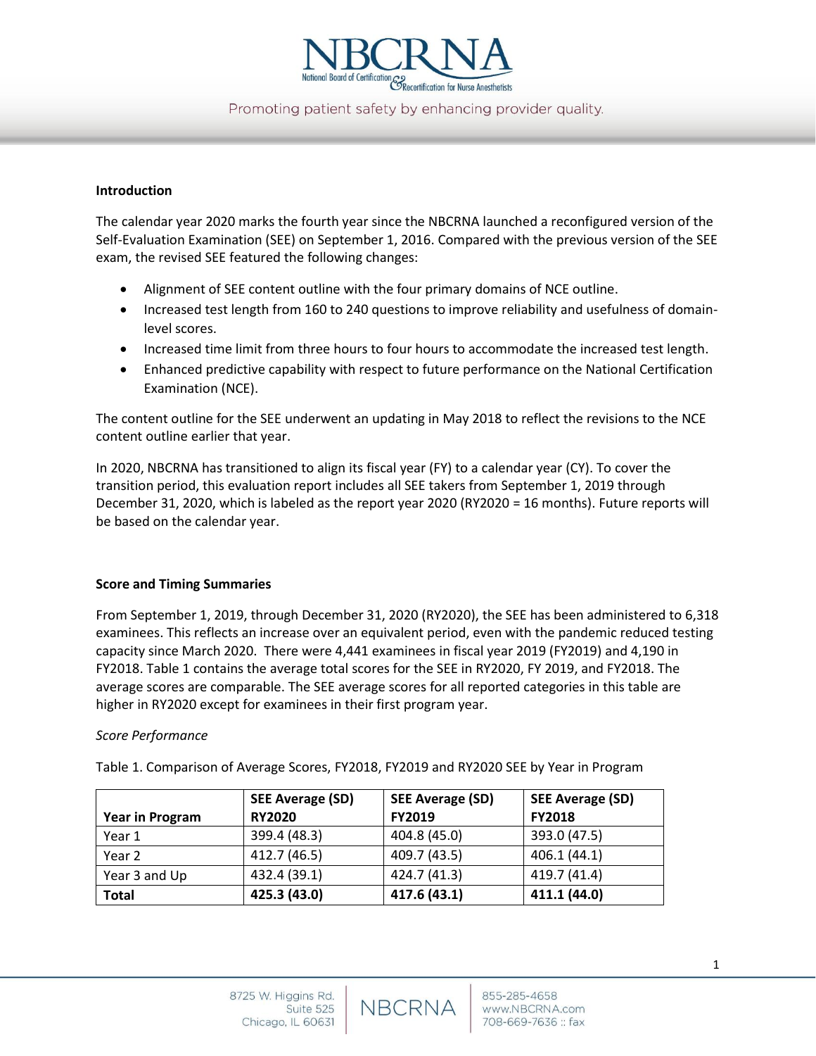## Introduction

The calendar year 2020 marks the fourth year since the NBCRNA launched a reconfigured version of the Self-Evaluation Examination (SEE) on September 1, 2016. Compared with the previous version of the SEE exam, the revised SEE featured the following changes:

- Alignment of SEE content outline with the four primary domains of NCE outline.
- Increased test length from 160 to 240 questions to improve reliability and usefulness of domain-level scores.
- Increased time limit from three hours to four hours to accommodate the increased test length.
- Enhanced predictive capability with respect to future performance on the National Certification Examination (NCE).

The content outline for the SEE underwent an updating in May 2018 to reflect the revisions to the NCE content outline earlier that year.

In 2020, NBCRNA has transitioned to align its fiscal year (FY) to a calendar year (CY). To cover the transition period, this evaluation report includes all SEE takers from September 1, 2019 through December 31, 2020, which is labeled as the report year 2020 (RY2020 = 16 months). Future reports will be based on the calendar year.

## Score and Timing Summaries

From September 1, 2019, through December 31, 2020 (RY2020), the SEE has been administered to 6,318 examinees. This reflects an increase over an equivalent period, even with the pandemic reduced testing capacity since March 2020. There were 4,441 examinees in fiscal year 2019 (FY2019) and 4,190 in FY2018. Table 1 contains the average total scores for the SEE in RY2020, FY 2019, and FY2018. The average scores are comparable. The SEE average scores for all reported categories in this table are higher in RY2020 except for examinees in their first program year.

*Score Performance*

Table 1. Comparison of Average Scores, FY2018, FY2019 and RY2020 SEE by Year in Program

| Year in Program | SEE Average (SD) RY2020 | SEE Average (SD) FY2019 | SEE Average (SD) FY2018 |
|---|---|---|---|
| Year 1 | 399.4 (48.3) | 404.8 (45.0) | 393.0 (47.5) |
| Year 2 | 412.7 (46.5) | 409.7 (43.5) | 406.1 (44.1) |
| Year 3 and Up | 432.4 (39.1) | 424.7 (41.3) | 419.7 (41.4) |
| **Total** | **425.3 (43.0)** | **417.6 (43.1)** | **411.1 (44.0)** |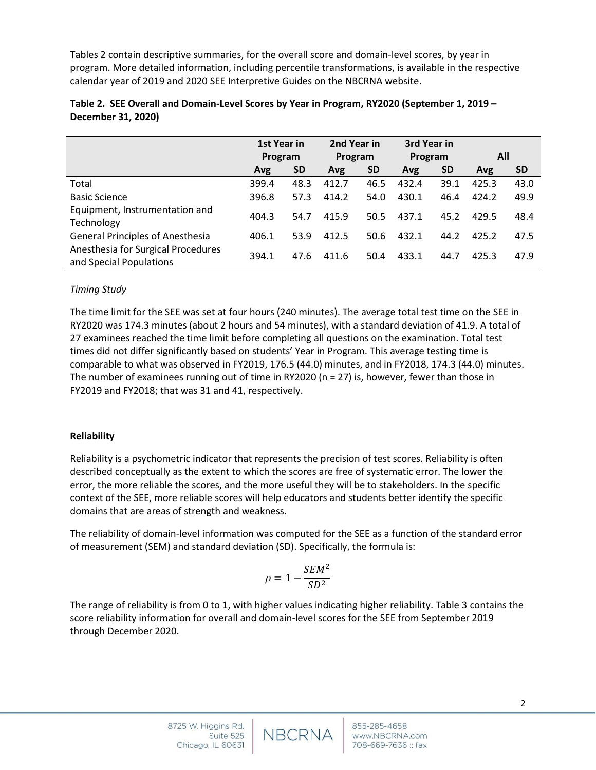Tables 2 contain descriptive summaries, for the overall score and domain-level scores, by year in program. More detailed information, including percentile transformations, is available in the respective calendar year of 2019 and 2020 SEE Interpretive Guides on the NBCRNA website.

**Table 2. SEE Overall and Domain-Level Scores by Year in Program, RY2020 (September 1, 2019 – December 31, 2020)**

| | 1st Year in Program | | 2nd Year in Program | | 3rd Year in Program | | All | |
|---|---|---|---|---|---|---|---|---|
| | Avg | SD | Avg | SD | Avg | SD | Avg | SD |
| Total | 399.4 | 48.3 | 412.7 | 46.5 | 432.4 | 39.1 | 425.3 | 43.0 |
| Basic Science | 396.8 | 57.3 | 414.2 | 54.0 | 430.1 | 46.4 | 424.2 | 49.9 |
| Equipment, Instrumentation and Technology | 404.3 | 54.7 | 415.9 | 50.5 | 437.1 | 45.2 | 429.5 | 48.4 |
| General Principles of Anesthesia | 406.1 | 53.9 | 412.5 | 50.6 | 432.1 | 44.2 | 425.2 | 47.5 |
| Anesthesia for Surgical Procedures and Special Populations | 394.1 | 47.6 | 411.6 | 50.4 | 433.1 | 44.7 | 425.3 | 47.9 |

*Timing Study*

The time limit for the SEE was set at four hours (240 minutes). The average total test time on the SEE in RY2020 was 174.3 minutes (about 2 hours and 54 minutes), with a standard deviation of 41.9. A total of 27 examinees reached the time limit before completing all questions on the examination. Total test times did not differ significantly based on students' Year in Program. This average testing time is comparable to what was observed in FY2019, 176.5 (44.0) minutes, and in FY2018, 174.3 (44.0) minutes. The number of examinees running out of time in RY2020 (n = 27) is, however, fewer than those in FY2019 and FY2018; that was 31 and 41, respectively.

**Reliability**

Reliability is a psychometric indicator that represents the precision of test scores. Reliability is often described conceptually as the extent to which the scores are free of systematic error. The lower the error, the more reliable the scores, and the more useful they will be to stakeholders. In the specific context of the SEE, more reliable scores will help educators and students better identify the specific domains that are areas of strength and weakness.

The reliability of domain-level information was computed for the SEE as a function of the standard error of measurement (SEM) and standard deviation (SD). Specifically, the formula is:

$$\rho = 1 - \frac{SEM^2}{SD^2}$$

The range of reliability is from 0 to 1, with higher values indicating higher reliability. Table 3 contains the score reliability information for overall and domain-level scores for the SEE from September 2019 through December 2020.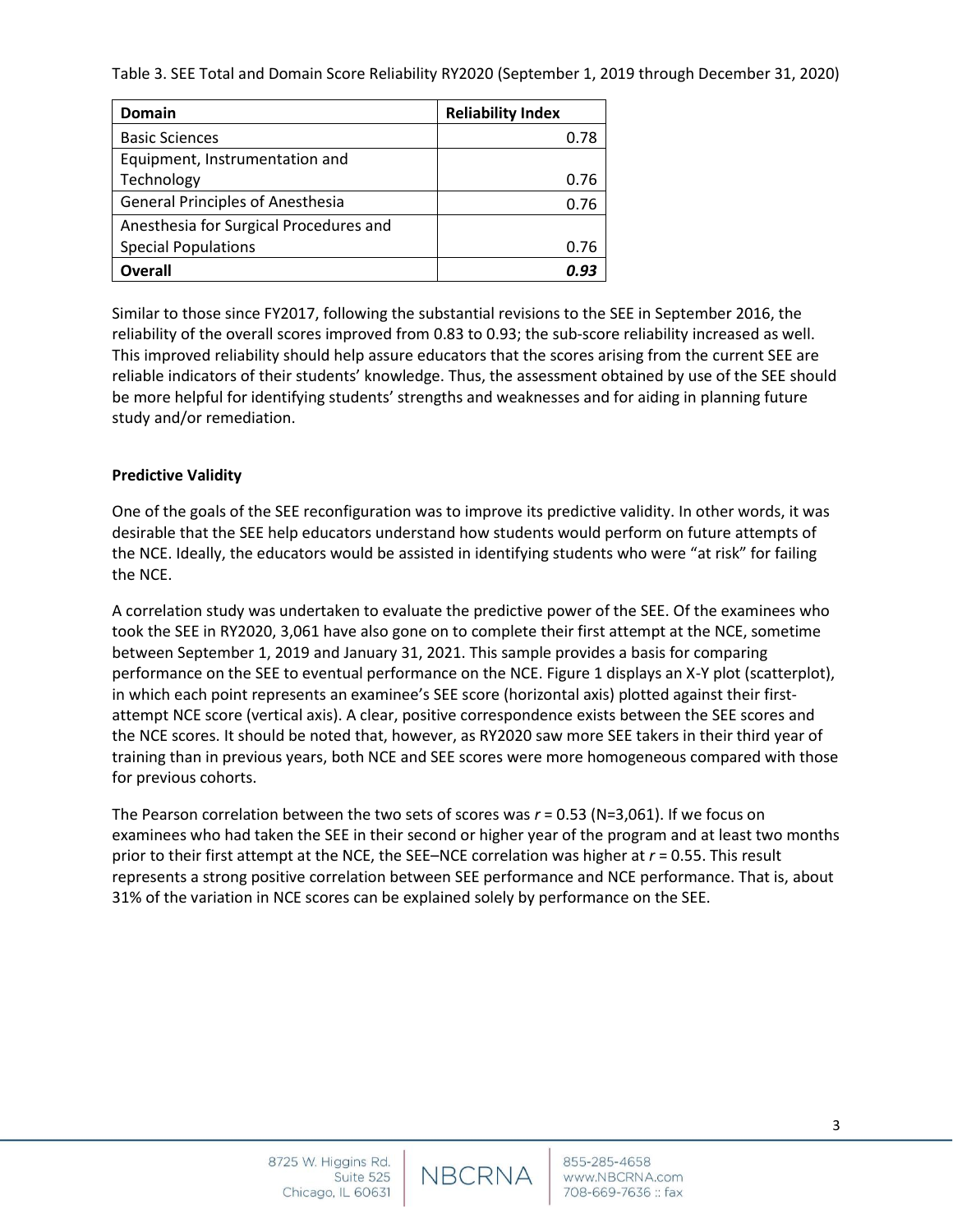Table 3. SEE Total and Domain Score Reliability RY2020 (September 1, 2019 through December 31, 2020)

| Domain | Reliability Index |
| --- | --- |
| Basic Sciences | 0.78 |
| Equipment, Instrumentation and Technology | 0.76 |
| General Principles of Anesthesia | 0.76 |
| Anesthesia for Surgical Procedures and Special Populations | 0.76 |
| **Overall** | ***0.93*** |

Similar to those since FY2017, following the substantial revisions to the SEE in September 2016, the reliability of the overall scores improved from 0.83 to 0.93; the sub-score reliability increased as well. This improved reliability should help assure educators that the scores arising from the current SEE are reliable indicators of their students' knowledge. Thus, the assessment obtained by use of the SEE should be more helpful for identifying students' strengths and weaknesses and for aiding in planning future study and/or remediation.

**Predictive Validity**

One of the goals of the SEE reconfiguration was to improve its predictive validity. In other words, it was desirable that the SEE help educators understand how students would perform on future attempts of the NCE. Ideally, the educators would be assisted in identifying students who were "at risk" for failing the NCE.

A correlation study was undertaken to evaluate the predictive power of the SEE. Of the examinees who took the SEE in RY2020, 3,061 have also gone on to complete their first attempt at the NCE, sometime between September 1, 2019 and January 31, 2021. This sample provides a basis for comparing performance on the SEE to eventual performance on the NCE. Figure 1 displays an X-Y plot (scatterplot), in which each point represents an examinee's SEE score (horizontal axis) plotted against their first-attempt NCE score (vertical axis). A clear, positive correspondence exists between the SEE scores and the NCE scores. It should be noted that, however, as RY2020 saw more SEE takers in their third year of training than in previous years, both NCE and SEE scores were more homogeneous compared with those for previous cohorts.

The Pearson correlation between the two sets of scores was $r = 0.53$ (N=3,061). If we focus on examinees who had taken the SEE in their second or higher year of the program and at least two months prior to their first attempt at the NCE, the SEE–NCE correlation was higher at $r = 0.55$. This result represents a strong positive correlation between SEE performance and NCE performance. That is, about 31% of the variation in NCE scores can be explained solely by performance on the SEE.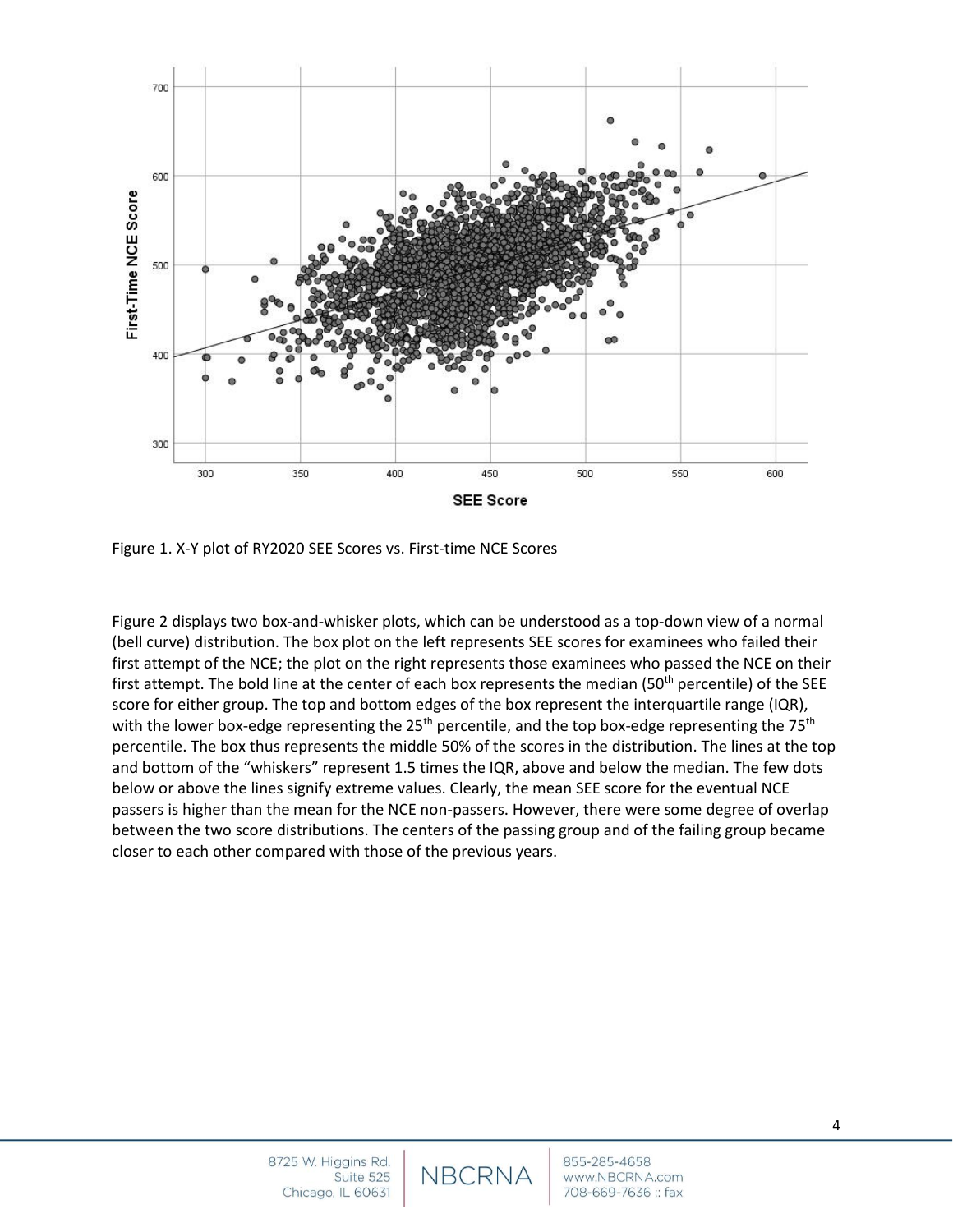Figure 1. X-Y plot of RY2020 SEE Scores vs. First-time NCE Scores

Figure 2 displays two box-and-whisker plots, which can be understood as a top-down view of a normal (bell curve) distribution. The box plot on the left represents SEE scores for examinees who failed their first attempt of the NCE; the plot on the right represents those examinees who passed the NCE on their first attempt. The bold line at the center of each box represents the median (50th percentile) of the SEE score for either group. The top and bottom edges of the box represent the interquartile range (IQR), with the lower box-edge representing the 25th percentile, and the top box-edge representing the 75th percentile. The box thus represents the middle 50% of the scores in the distribution. The lines at the top and bottom of the "whiskers" represent 1.5 times the IQR, above and below the median. The few dots below or above the lines signify extreme values. Clearly, the mean SEE score for the eventual NCE passers is higher than the mean for the NCE non-passers. However, there were some degree of overlap between the two score distributions. The centers of the passing group and of the failing group became closer to each other compared with those of the previous years.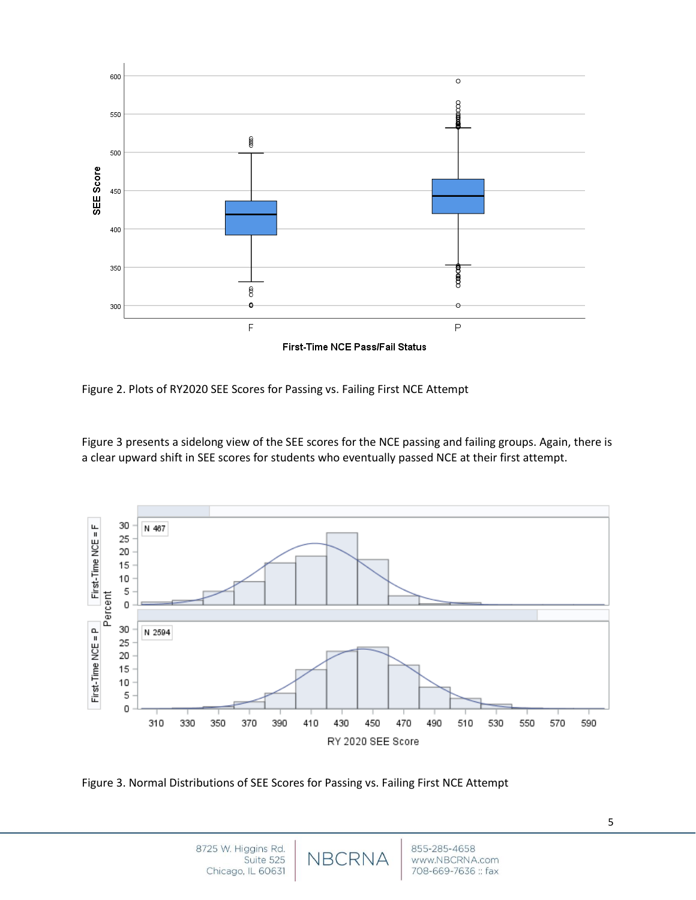Figure 2. Plots of RY2020 SEE Scores for Passing vs. Failing First NCE Attempt

Figure 3 presents a sidelong view of the SEE scores for the NCE passing and failing groups. Again, there is a clear upward shift in SEE scores for students who eventually passed NCE at their first attempt.

Figure 3. Normal Distributions of SEE Scores for Passing vs. Failing First NCE Attempt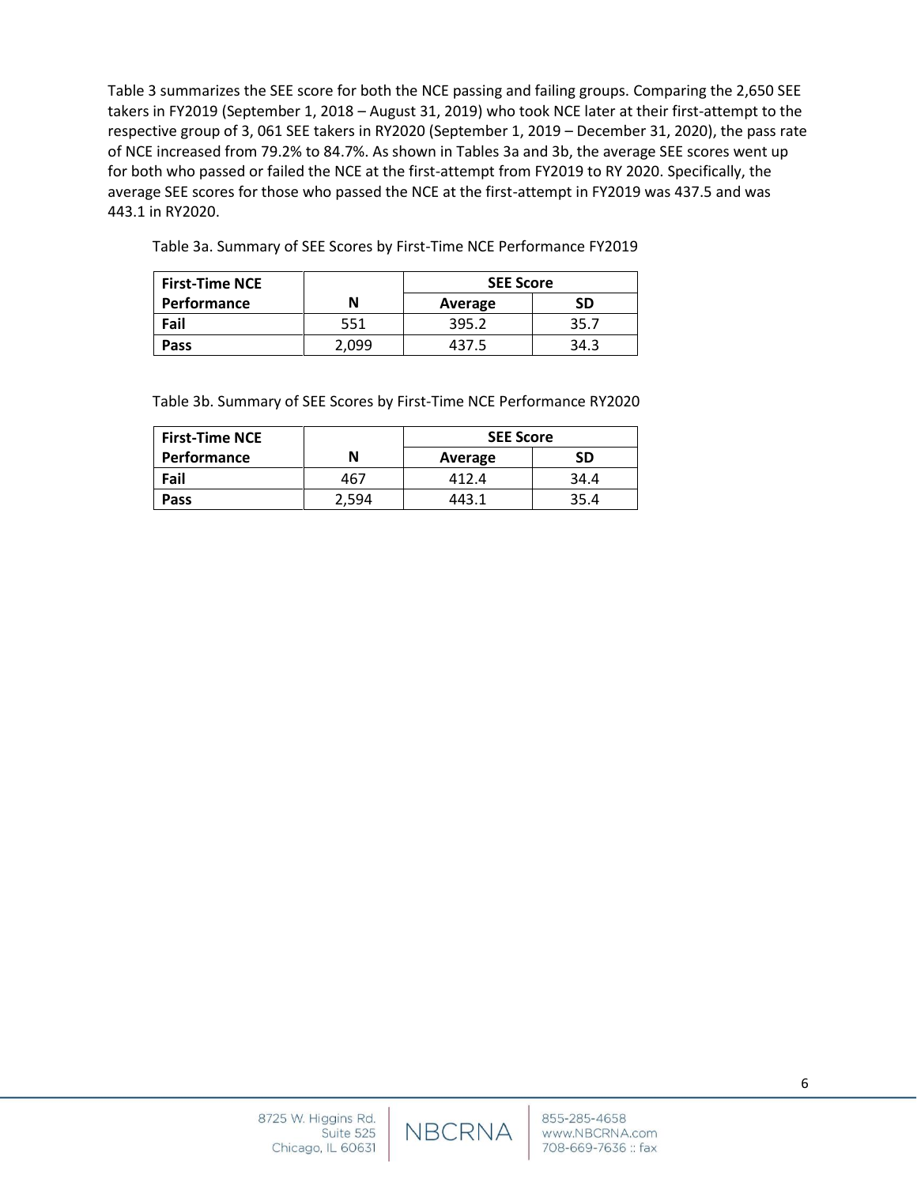Table 3 summarizes the SEE score for both the NCE passing and failing groups. Comparing the 2,650 SEE takers in FY2019 (September 1, 2018 – August 31, 2019) who took NCE later at their first-attempt to the respective group of 3, 061 SEE takers in RY2020 (September 1, 2019 – December 31, 2020), the pass rate of NCE increased from 79.2% to 84.7%. As shown in Tables 3a and 3b, the average SEE scores went up for both who passed or failed the NCE at the first-attempt from FY2019 to RY 2020. Specifically, the average SEE scores for those who passed the NCE at the first-attempt in FY2019 was 437.5 and was 443.1 in RY2020.

Table 3a. Summary of SEE Scores by First-Time NCE Performance FY2019

| First-Time NCE Performance | N | SEE Score | |
|---|---|---|---|
| | | Average | SD |
| **Fail** | 551 | 395.2 | 35.7 |
| **Pass** | 2,099 | 437.5 | 34.3 |

Table 3b. Summary of SEE Scores by First-Time NCE Performance RY2020

| First-Time NCE Performance | N | SEE Score | |
|---|---|---|---|
| | | Average | SD |
| **Fail** | 467 | 412.4 | 34.4 |
| **Pass** | 2,594 | 443.1 | 35.4 |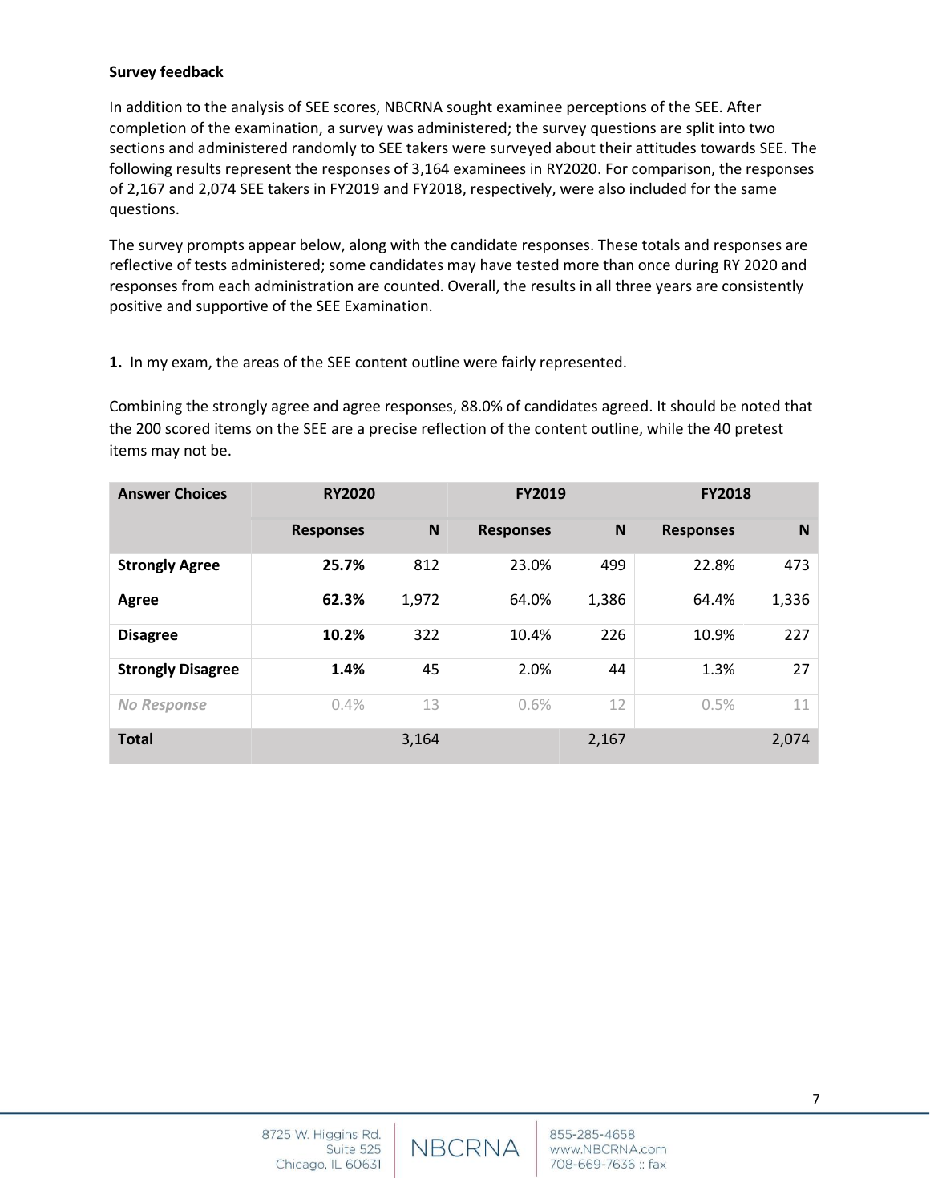**Survey feedback**

In addition to the analysis of SEE scores, NBCRNA sought examinee perceptions of the SEE. After completion of the examination, a survey was administered; the survey questions are split into two sections and administered randomly to SEE takers were surveyed about their attitudes towards SEE. The following results represent the responses of 3,164 examinees in RY2020. For comparison, the responses of 2,167 and 2,074 SEE takers in FY2019 and FY2018, respectively, were also included for the same questions.

The survey prompts appear below, along with the candidate responses. These totals and responses are reflective of tests administered; some candidates may have tested more than once during RY 2020 and responses from each administration are counted. Overall, the results in all three years are consistently positive and supportive of the SEE Examination.

**1.** In my exam, the areas of the SEE content outline were fairly represented.

Combining the strongly agree and agree responses, 88.0% of candidates agreed. It should be noted that the 200 scored items on the SEE are a precise reflection of the content outline, while the 40 pretest items may not be.

| Answer Choices | RY2020 | | FY2019 | | FY2018 | |
|---|---|---|---|---|---|---|
| | Responses | N | Responses | N | Responses | N |
| **Strongly Agree** | **25.7%** | 812 | 23.0% | 499 | 22.8% | 473 |
| **Agree** | **62.3%** | 1,972 | 64.0% | 1,386 | 64.4% | 1,336 |
| **Disagree** | **10.2%** | 322 | 10.4% | 226 | 10.9% | 227 |
| **Strongly Disagree** | **1.4%** | 45 | 2.0% | 44 | 1.3% | 27 |
| *No Response* | 0.4% | 13 | 0.6% | 12 | 0.5% | 11 |
| **Total** | | 3,164 | | 2,167 | | 2,074 |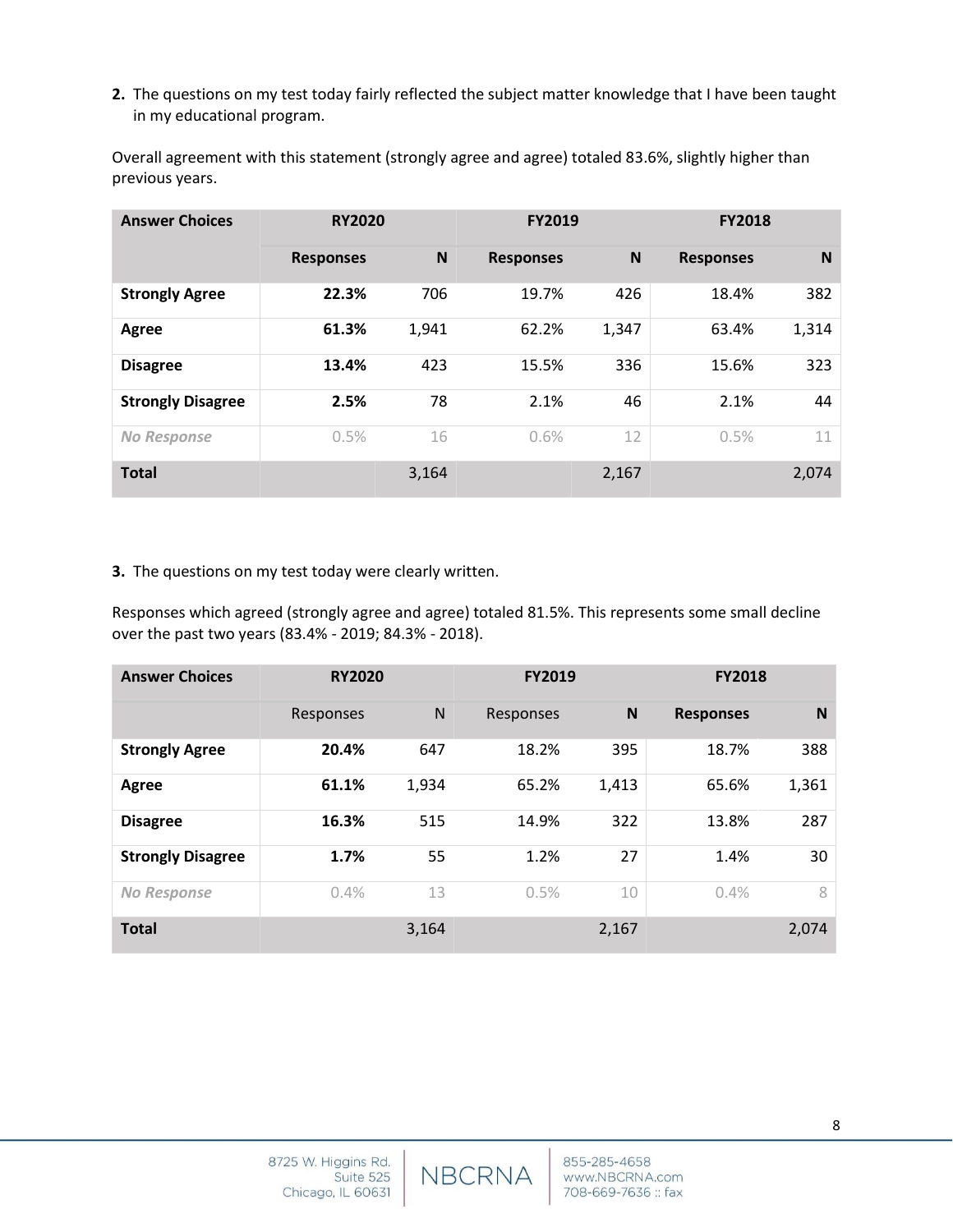**2.** The questions on my test today fairly reflected the subject matter knowledge that I have been taught in my educational program.

Overall agreement with this statement (strongly agree and agree) totaled 83.6%, slightly higher than previous years.

| Answer Choices | RY2020 | | FY2019 | | FY2018 | |
|---|---|---|---|---|---|---|
| | Responses | N | Responses | N | Responses | N |
| **Strongly Agree** | **22.3%** | 706 | 19.7% | 426 | 18.4% | 382 |
| **Agree** | **61.3%** | 1,941 | 62.2% | 1,347 | 63.4% | 1,314 |
| **Disagree** | **13.4%** | 423 | 15.5% | 336 | 15.6% | 323 |
| **Strongly Disagree** | **2.5%** | 78 | 2.1% | 46 | 2.1% | 44 |
| *No Response* | 0.5% | 16 | 0.6% | 12 | 0.5% | 11 |
| **Total** | | 3,164 | | 2,167 | | 2,074 |

**3.** The questions on my test today were clearly written.

Responses which agreed (strongly agree and agree) totaled 81.5%. This represents some small decline over the past two years (83.4% - 2019; 84.3% - 2018).

| Answer Choices | RY2020 | | FY2019 | | FY2018 | |
|---|---|---|---|---|---|---|
| | Responses | N | Responses | N | Responses | N |
| **Strongly Agree** | **20.4%** | 647 | 18.2% | 395 | 18.7% | 388 |
| **Agree** | **61.1%** | 1,934 | 65.2% | 1,413 | 65.6% | 1,361 |
| **Disagree** | **16.3%** | 515 | 14.9% | 322 | 13.8% | 287 |
| **Strongly Disagree** | **1.7%** | 55 | 1.2% | 27 | 1.4% | 30 |
| *No Response* | 0.4% | 13 | 0.5% | 10 | 0.4% | 8 |
| **Total** | | 3,164 | | 2,167 | | 2,074 |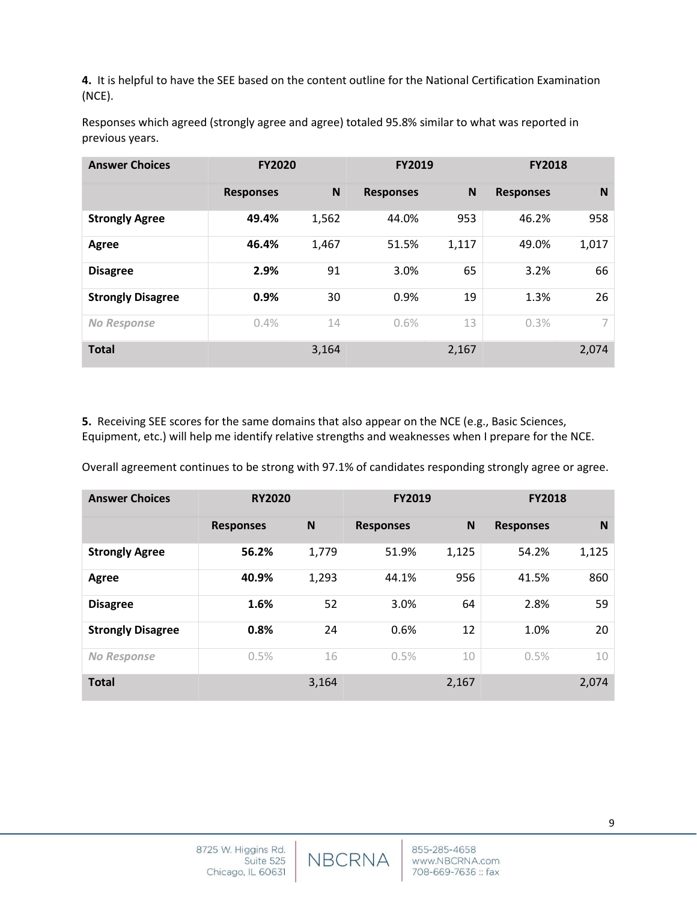**4.** It is helpful to have the SEE based on the content outline for the National Certification Examination (NCE).

Responses which agreed (strongly agree and agree) totaled 95.8% similar to what was reported in previous years.

| Answer Choices | FY2020 | | FY2019 | | FY2018 | |
|---|---|---|---|---|---|---|
| | Responses | N | Responses | N | Responses | N |
| **Strongly Agree** | **49.4%** | 1,562 | 44.0% | 953 | 46.2% | 958 |
| **Agree** | **46.4%** | 1,467 | 51.5% | 1,117 | 49.0% | 1,017 |
| **Disagree** | **2.9%** | 91 | 3.0% | 65 | 3.2% | 66 |
| **Strongly Disagree** | **0.9%** | 30 | 0.9% | 19 | 1.3% | 26 |
| *No Response* | 0.4% | 14 | 0.6% | 13 | 0.3% | 7 |
| **Total** | | 3,164 | | 2,167 | | 2,074 |

**5.** Receiving SEE scores for the same domains that also appear on the NCE (e.g., Basic Sciences, Equipment, etc.) will help me identify relative strengths and weaknesses when I prepare for the NCE.

Overall agreement continues to be strong with 97.1% of candidates responding strongly agree or agree.

| Answer Choices | RY2020 | | FY2019 | | FY2018 | |
|---|---|---|---|---|---|---|
| | Responses | N | Responses | N | Responses | N |
| **Strongly Agree** | **56.2%** | 1,779 | 51.9% | 1,125 | 54.2% | 1,125 |
| **Agree** | **40.9%** | 1,293 | 44.1% | 956 | 41.5% | 860 |
| **Disagree** | **1.6%** | 52 | 3.0% | 64 | 2.8% | 59 |
| **Strongly Disagree** | **0.8%** | 24 | 0.6% | 12 | 1.0% | 20 |
| *No Response* | 0.5% | 16 | 0.5% | 10 | 0.5% | 10 |
| **Total** | | 3,164 | | 2,167 | | 2,074 |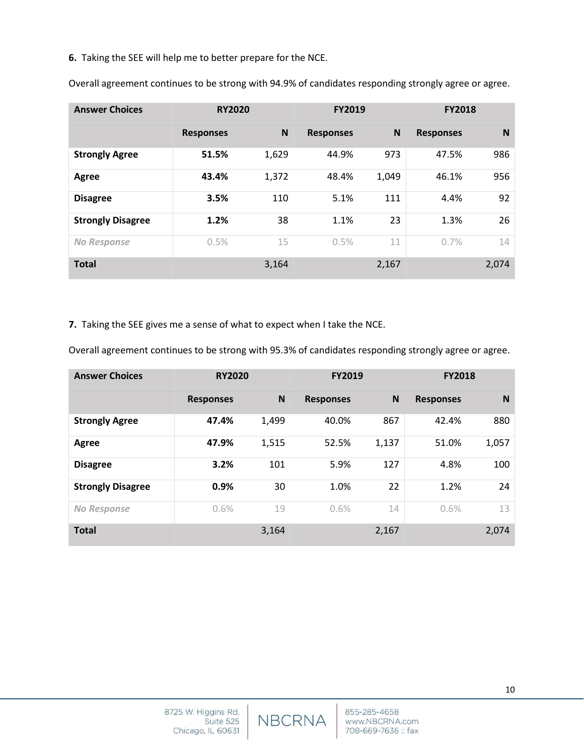**6.** Taking the SEE will help me to better prepare for the NCE.

Overall agreement continues to be strong with 94.9% of candidates responding strongly agree or agree.

| Answer Choices | RY2020 | | FY2019 | | FY2018 | |
|---|---|---|---|---|---|---|
| | Responses | N | Responses | N | Responses | N |
| **Strongly Agree** | **51.5%** | 1,629 | 44.9% | 973 | 47.5% | 986 |
| **Agree** | **43.4%** | 1,372 | 48.4% | 1,049 | 46.1% | 956 |
| **Disagree** | **3.5%** | 110 | 5.1% | 111 | 4.4% | 92 |
| **Strongly Disagree** | **1.2%** | 38 | 1.1% | 23 | 1.3% | 26 |
| *No Response* | 0.5% | 15 | 0.5% | 11 | 0.7% | 14 |
| **Total** | | 3,164 | | 2,167 | | 2,074 |

**7.** Taking the SEE gives me a sense of what to expect when I take the NCE.

Overall agreement continues to be strong with 95.3% of candidates responding strongly agree or agree.

| Answer Choices | RY2020 | | FY2019 | | FY2018 | |
|---|---|---|---|---|---|---|
| | Responses | N | Responses | N | Responses | N |
| **Strongly Agree** | **47.4%** | 1,499 | 40.0% | 867 | 42.4% | 880 |
| **Agree** | **47.9%** | 1,515 | 52.5% | 1,137 | 51.0% | 1,057 |
| **Disagree** | **3.2%** | 101 | 5.9% | 127 | 4.8% | 100 |
| **Strongly Disagree** | **0.9%** | 30 | 1.0% | 22 | 1.2% | 24 |
| *No Response* | 0.6% | 19 | 0.6% | 14 | 0.6% | 13 |
| **Total** | | 3,164 | | 2,167 | | 2,074 |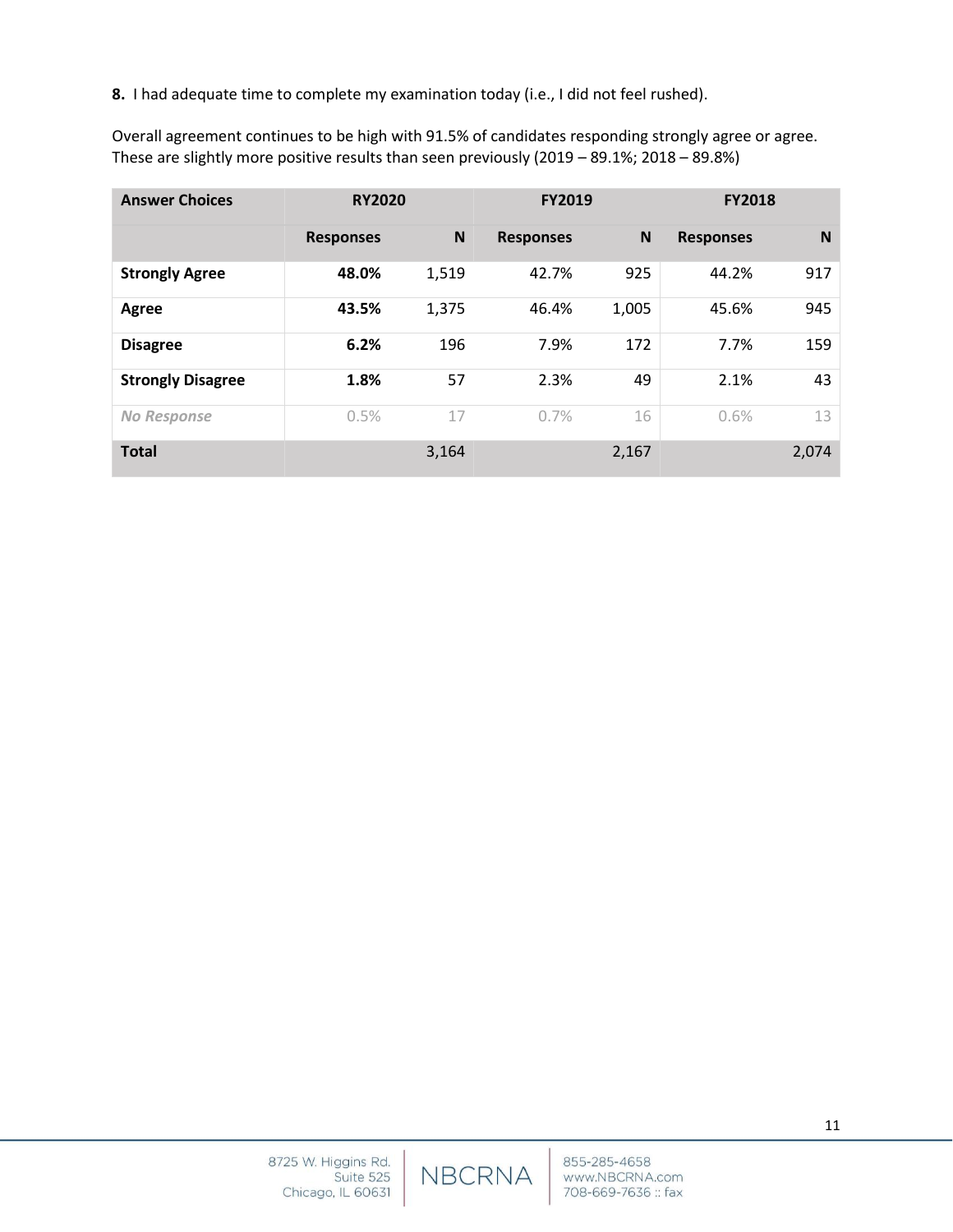**8.** I had adequate time to complete my examination today (i.e., I did not feel rushed).

Overall agreement continues to be high with 91.5% of candidates responding strongly agree or agree. These are slightly more positive results than seen previously (2019 – 89.1%; 2018 – 89.8%)

| Answer Choices | RY2020 | | FY2019 | | FY2018 | |
|---|---|---|---|---|---|---|
| | Responses | N | Responses | N | Responses | N |
| **Strongly Agree** | **48.0%** | 1,519 | 42.7% | 925 | 44.2% | 917 |
| **Agree** | **43.5%** | 1,375 | 46.4% | 1,005 | 45.6% | 945 |
| **Disagree** | **6.2%** | 196 | 7.9% | 172 | 7.7% | 159 |
| **Strongly Disagree** | **1.8%** | 57 | 2.3% | 49 | 2.1% | 43 |
| *No Response* | 0.5% | 17 | 0.7% | 16 | 0.6% | 13 |
| **Total** | | 3,164 | | 2,167 | | 2,074 |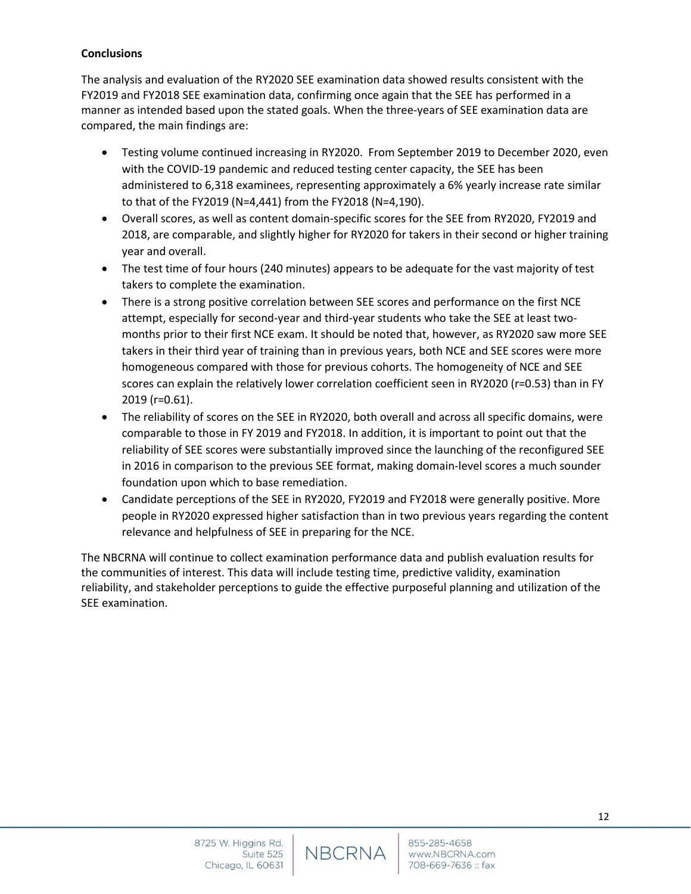**Conclusions**

The analysis and evaluation of the RY2020 SEE examination data showed results consistent with the FY2019 and FY2018 SEE examination data, confirming once again that the SEE has performed in a manner as intended based upon the stated goals. When the three-years of SEE examination data are compared, the main findings are:

- Testing volume continued increasing in RY2020. From September 2019 to December 2020, even with the COVID-19 pandemic and reduced testing center capacity, the SEE has been administered to 6,318 examinees, representing approximately a 6% yearly increase rate similar to that of the FY2019 (N=4,441) from the FY2018 (N=4,190).
- Overall scores, as well as content domain-specific scores for the SEE from RY2020, FY2019 and 2018, are comparable, and slightly higher for RY2020 for takers in their second or higher training year and overall.
- The test time of four hours (240 minutes) appears to be adequate for the vast majority of test takers to complete the examination.
- There is a strong positive correlation between SEE scores and performance on the first NCE attempt, especially for second-year and third-year students who take the SEE at least two-months prior to their first NCE exam. It should be noted that, however, as RY2020 saw more SEE takers in their third year of training than in previous years, both NCE and SEE scores were more homogeneous compared with those for previous cohorts. The homogeneity of NCE and SEE scores can explain the relatively lower correlation coefficient seen in RY2020 (r=0.53) than in FY 2019 (r=0.61).
- The reliability of scores on the SEE in RY2020, both overall and across all specific domains, were comparable to those in FY 2019 and FY2018. In addition, it is important to point out that the reliability of SEE scores were substantially improved since the launching of the reconfigured SEE in 2016 in comparison to the previous SEE format, making domain-level scores a much sounder foundation upon which to base remediation.
- Candidate perceptions of the SEE in RY2020, FY2019 and FY2018 were generally positive. More people in RY2020 expressed higher satisfaction than in two previous years regarding the content relevance and helpfulness of SEE in preparing for the NCE.

The NBCRNA will continue to collect examination performance data and publish evaluation results for the communities of interest. This data will include testing time, predictive validity, examination reliability, and stakeholder perceptions to guide the effective purposeful planning and utilization of the SEE examination.